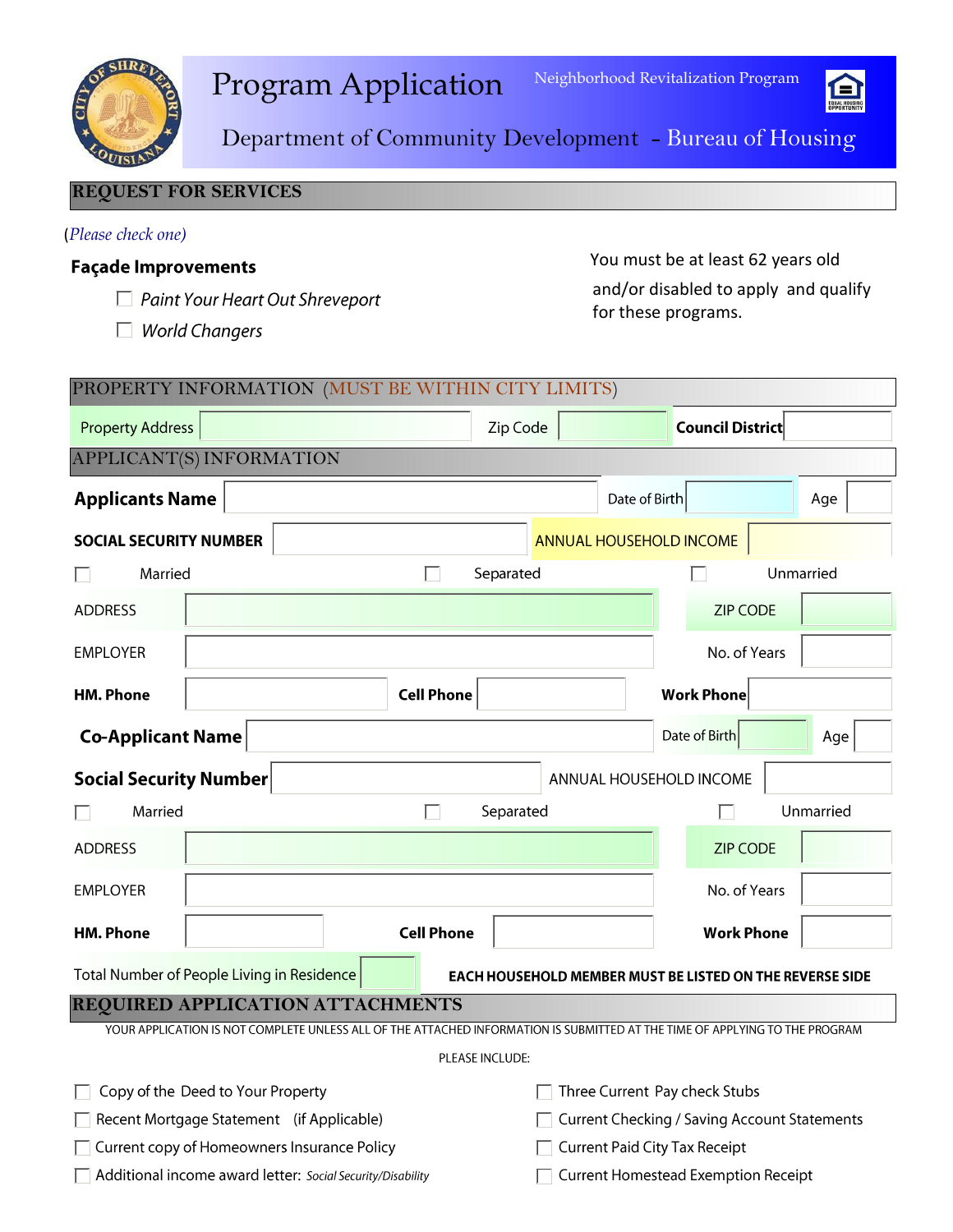# Program Application

Neighborhood Revitalization Program

## Department of Community Development - Bureau of Housing

## REQUEST FOR SERVICES

(*Please check one*)

**Façade Improvements**

- ☐ *Paint Your Heart Out Shreveport*
- ☐ *World Changers*

You must be at least 62 years old and/or disabled to apply and qualify for these programs.

## PROPERTY INFORMATION (MUST BE WITHIN CITY LIMITS)

| Property Address | | Zip Code | | **Council District** | |
|---|---|---|---|---|---|

## APPLICANT(S) INFORMATION

| **Applicants Name** | | Date of Birth | | Age | |
|---|---|---|---|---|---|
| **SOCIAL SECURITY NUMBER** | | ANNUAL HOUSEHOLD INCOME | | | |
| ☐ Married | | ☐ Separated | | ☐ Unmarried | |
| ADDRESS | | ZIP CODE | | | |
| EMPLOYER | | No. of Years | | | |
| **HM. Phone** | | **Cell Phone** | | **Work Phone** | |
| **Co-Applicant Name** | | Date of Birth | | Age | |
| **Social Security Number** | | ANNUAL HOUSEHOLD INCOME | | | |
| ☐ Married | | ☐ Separated | | ☐ Unmarried | |
| ADDRESS | | ZIP CODE | | | |
| EMPLOYER | | No. of Years | | | |
| **HM. Phone** | | **Cell Phone** | | **Work Phone** | |

Total Number of People Living in Residence ____

**EACH HOUSEHOLD MEMBER MUST BE LISTED ON THE REVERSE SIDE**

## REQUIRED APPLICATION ATTACHMENTS

YOUR APPLICATION IS NOT COMPLETE UNLESS ALL OF THE ATTACHED INFORMATION IS SUBMITTED AT THE TIME OF APPLYING TO THE PROGRAM

PLEASE INCLUDE:

- ☐ Copy of the Deed to Your Property
- ☐ Recent Mortgage Statement (if Applicable)
- ☐ Current copy of Homeowners Insurance Policy
- ☐ Additional income award letter: *Social Security/Disability*
- ☐ Three Current Pay check Stubs
- ☐ Current Checking / Saving Account Statements
- ☐ Current Paid City Tax Receipt
- ☐ Current Homestead Exemption Receipt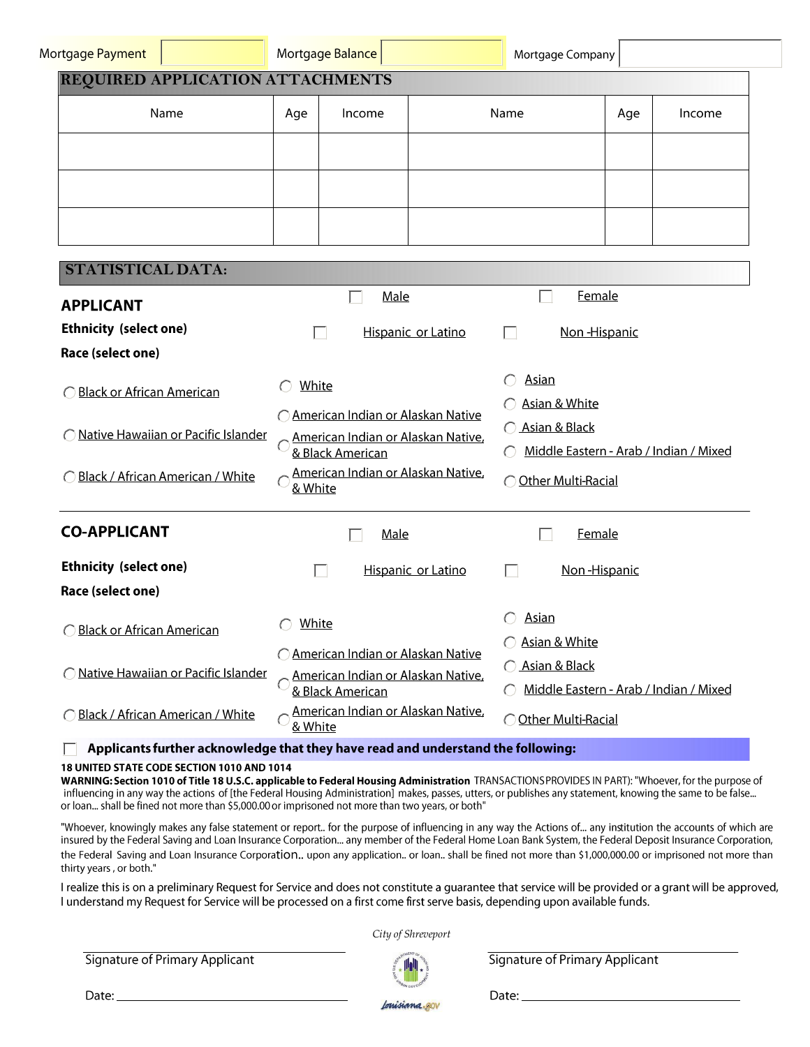| Mortgage Payment | | Mortgage Balance | | Mortgage Company | |
|---|---|---|---|---|---|

## REQUIRED APPLICATION ATTACHMENTS

| Name | Age | Income | Name | Age | Income |
|---|---|---|---|---|---|
| | | | | | |
| | | | | | |
| | | | | | |

## STATISTICAL DATA:

### APPLICANT

☐ Male ☐ Female

**Ethnicity (select one)** ☐ Hispanic or Latino ☐ Non -Hispanic

**Race (select one)**

- ○ Black or African American
- ○ Native Hawaiian or Pacific Islander
- ○ Black / African American / White
- ○ White
- ○ American Indian or Alaskan Native
- ○ American Indian or Alaskan Native, & Black American
- ○ American Indian or Alaskan Native, & White
- ○ Asian
- ○ Asian & White
- ○ Asian & Black
- ○ Middle Eastern - Arab / Indian / Mixed
- ○ Other Multi-Racial

### CO-APPLICANT

☐ Male ☐ Female

**Ethnicity (select one)** ☐ Hispanic or Latino ☐ Non -Hispanic

**Race (select one)**

- ○ Black or African American
- ○ Native Hawaiian or Pacific Islander
- ○ Black / African American / White
- ○ White
- ○ American Indian or Alaskan Native
- ○ American Indian or Alaskan Native, & Black American
- ○ American Indian or Alaskan Native, & White
- ○ Asian
- ○ Asian & White
- ○ Asian & Black
- ○ Middle Eastern - Arab / Indian / Mixed
- ○ Other Multi-Racial

☐ **Applicants further acknowledge that they have read and understand the following:**

**18 UNITED STATE CODE SECTION 1010 AND 1014**

**WARNING: Section 1010 of Title 18 U.S.C. applicable to Federal Housing Administration** TRANSACTIONS PROVIDES IN PART): "Whoever, for the purpose of influencing in any way the actions of [the Federal Housing Administration] makes, passes, utters, or publishes any statement, knowing the same to be false... or loan... shall be fined not more than $5,000.00 or imprisoned not more than two years, or both"

"Whoever, knowingly makes any false statement or report.. for the purpose of influencing in any way the Actions of... any institution the accounts of which are insured by the Federal Saving and Loan Insurance Corporation... any member of the Federal Home Loan Bank System, the Federal Deposit Insurance Corporation, the Federal Saving and Loan Insurance Corporation.. upon any application.. or loan.. shall be fined not more than $1,000,000.00 or imprisoned not more than thirty years , or both."

I realize this is on a preliminary Request for Service and does not constitute a guarantee that service will be provided or a grant will be approved, I understand my Request for Service will be processed on a first come first serve basis, depending upon available funds.

*City of Shreveport*

Signature of Primary Applicant ______________________ Signature of Primary Applicant ______________________

Date: ______________________ Date: ______________________

Louisiana.gov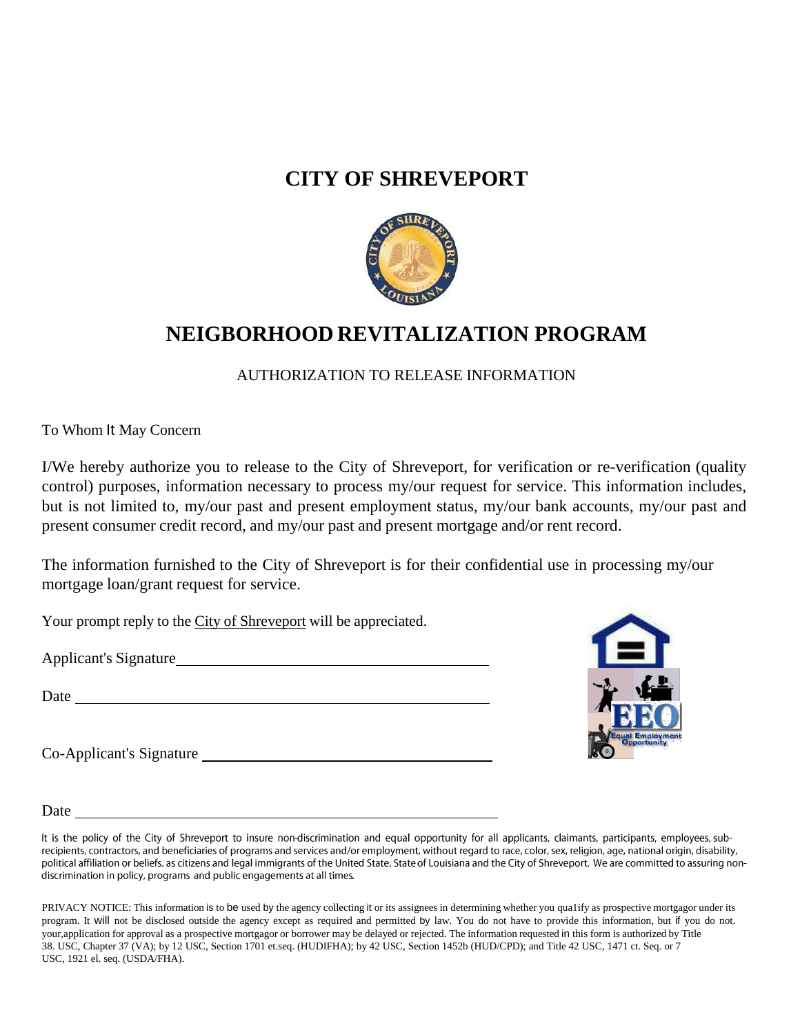# CITY OF SHREVEPORT

# NEIGBORHOOD REVITALIZATION PROGRAM

AUTHORIZATION TO RELEASE INFORMATION

To Whom It May Concern

I/We hereby authorize you to release to the City of Shreveport, for verification or re-verification (quality control) purposes, information necessary to process my/our request for service. This information includes, but is not limited to, my/our past and present employment status, my/our bank accounts, my/our past and present consumer credit record, and my/our past and present mortgage and/or rent record.

The information furnished to the City of Shreveport is for their confidential use in processing my/our mortgage loan/grant request for service.

Your prompt reply to the City of Shreveport will be appreciated.

Applicant's Signature ______________________________

Date ______________________________

Co-Applicant's Signature ______________________________

Date ______________________________

It is the policy of the City of Shreveport to insure non-discrimination and equal opportunity for all applicants, claimants, participants, employees, sub-recipients, contractors, and beneficiaries of programs and services and/or employment, without regard to race, color, sex, religion, age, national origin, disability, political affiliation or beliefs. as citizens and legal immigrants of the United State, State of Louisiana and the City of Shreveport. We are committed to assuring non-discrimination in policy, programs and public engagements at all times.

PRIVACY NOTICE: This information is to be used by the agency collecting it or its assignees in determining whether you qua1ify as prospective mortgagor under its program. It will not be disclosed outside the agency except as required and permitted by law. You do not have to provide this information, but if you do not. your,application for approval as a prospective mortgagor or borrower may be delayed or rejected. The information requested in this form is authorized by Title 38. USC, Chapter 37 (VA); by 12 USC, Section 1701 et.seq. (HUDIFHA); by 42 USC, Section 1452b (HUD/CPD); and Title 42 USC, 1471 ct. Seq. or 7 USC, 1921 el. seq. (USDA/FHA).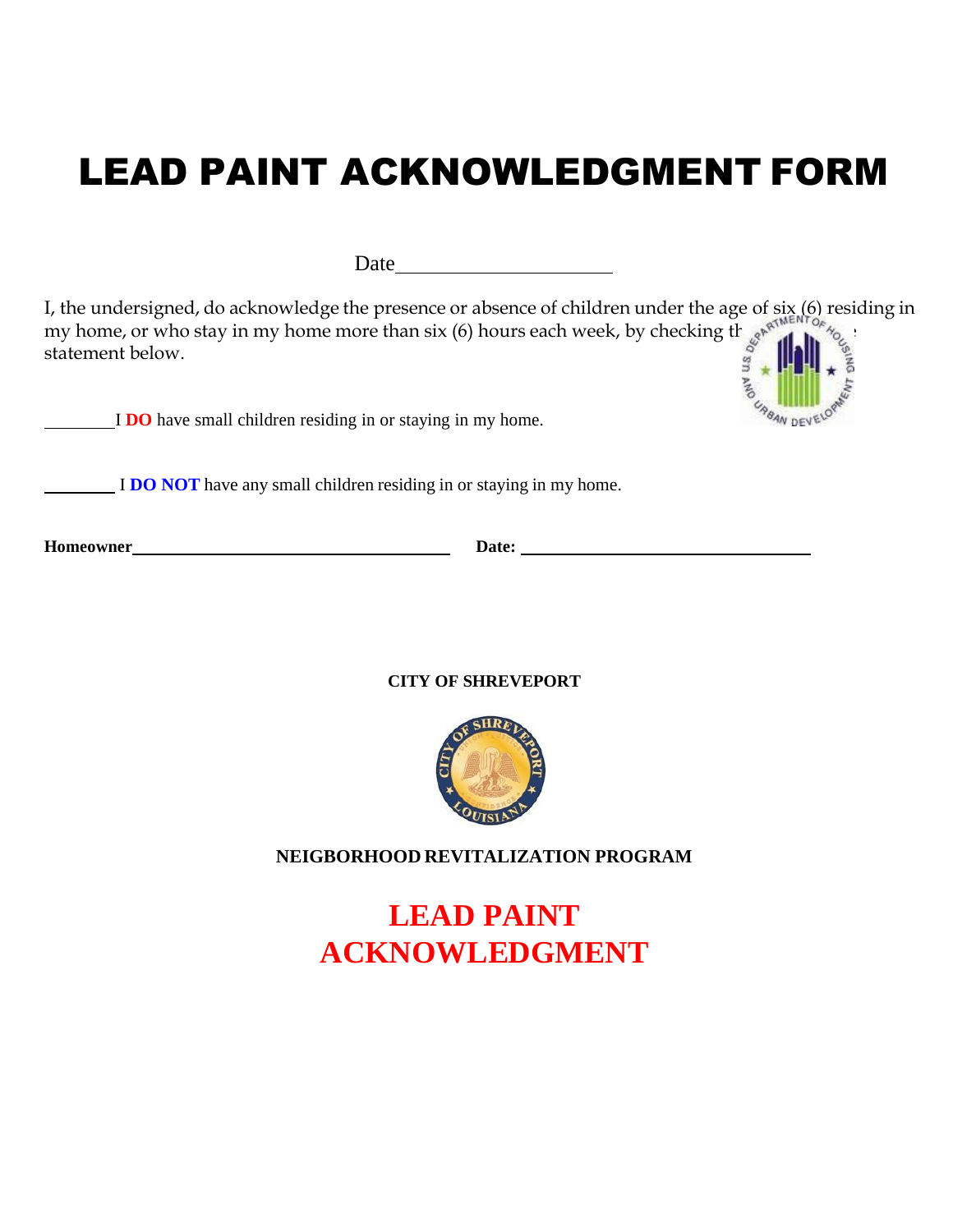# LEAD PAINT ACKNOWLEDGMENT FORM

Date____________________

I, the undersigned, do acknowledge the presence or absence of children under the age of six (6) residing in my home, or who stay in my home more than six (6) hours each week, by checking the appropriate statement below.

________I **DO** have small children residing in or staying in my home.

________ I **DO NOT** have any small children residing in or staying in my home.

**Homeowner**______________________________ **Date:** ____________________________

**CITY OF SHREVEPORT**

**NEIGBORHOOD REVITALIZATION PROGRAM**

## LEAD PAINT ACKNOWLEDGMENT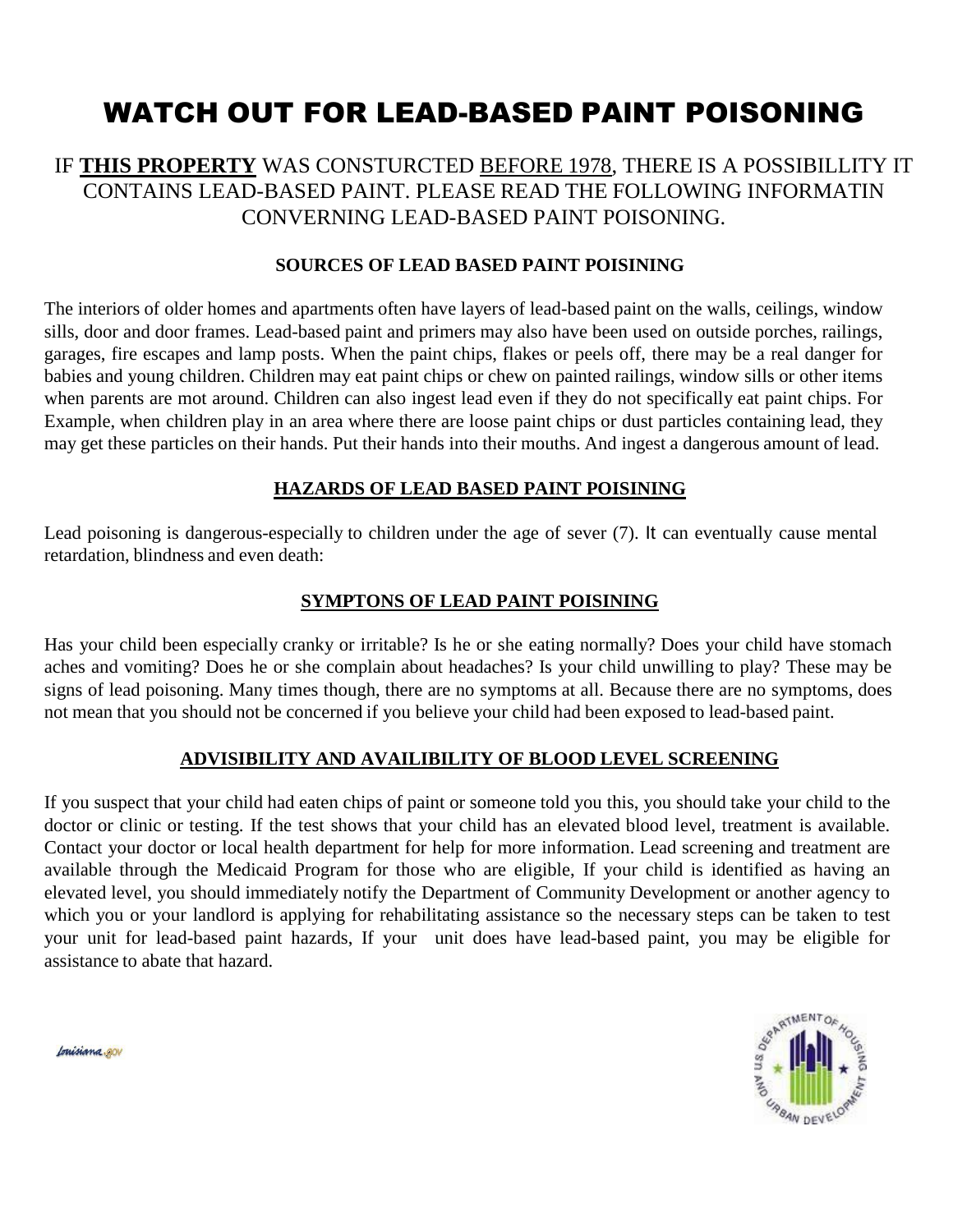# WATCH OUT FOR LEAD-BASED PAINT POISONING

IF **THIS PROPERTY** WAS CONSTURCTED BEFORE 1978, THERE IS A POSSIBILLITY IT CONTAINS LEAD-BASED PAINT. PLEASE READ THE FOLLOWING INFORMATIN CONVERNING LEAD-BASED PAINT POISONING.

**SOURCES OF LEAD BASED PAINT POISINING**

The interiors of older homes and apartments often have layers of lead-based paint on the walls, ceilings, window sills, door and door frames. Lead-based paint and primers may also have been used on outside porches, railings, garages, fire escapes and lamp posts. When the paint chips, flakes or peels off, there may be a real danger for babies and young children. Children may eat paint chips or chew on painted railings, window sills or other items when parents are mot around. Children can also ingest lead even if they do not specifically eat paint chips. For Example, when children play in an area where there are loose paint chips or dust particles containing lead, they may get these particles on their hands. Put their hands into their mouths. And ingest a dangerous amount of lead.

**HAZARDS OF LEAD BASED PAINT POISINING**

Lead poisoning is dangerous-especially to children under the age of sever (7). It can eventually cause mental retardation, blindness and even death:

**SYMPTONS OF LEAD PAINT POISINING**

Has your child been especially cranky or irritable? Is he or she eating normally? Does your child have stomach aches and vomiting? Does he or she complain about headaches? Is your child unwilling to play? These may be signs of lead poisoning. Many times though, there are no symptoms at all. Because there are no symptoms, does not mean that you should not be concerned if you believe your child had been exposed to lead-based paint.

**ADVISIBILITY AND AVAILIBILITY OF BLOOD LEVEL SCREENING**

If you suspect that your child had eaten chips of paint or someone told you this, you should take your child to the doctor or clinic or testing. If the test shows that your child has an elevated blood level, treatment is available. Contact your doctor or local health department for help for more information. Lead screening and treatment are available through the Medicaid Program for those who are eligible, If your child is identified as having an elevated level, you should immediately notify the Department of Community Development or another agency to which you or your landlord is applying for rehabilitating assistance so the necessary steps can be taken to test your unit for lead-based paint hazards, If your unit does have lead-based paint, you may be eligible for assistance to abate that hazard.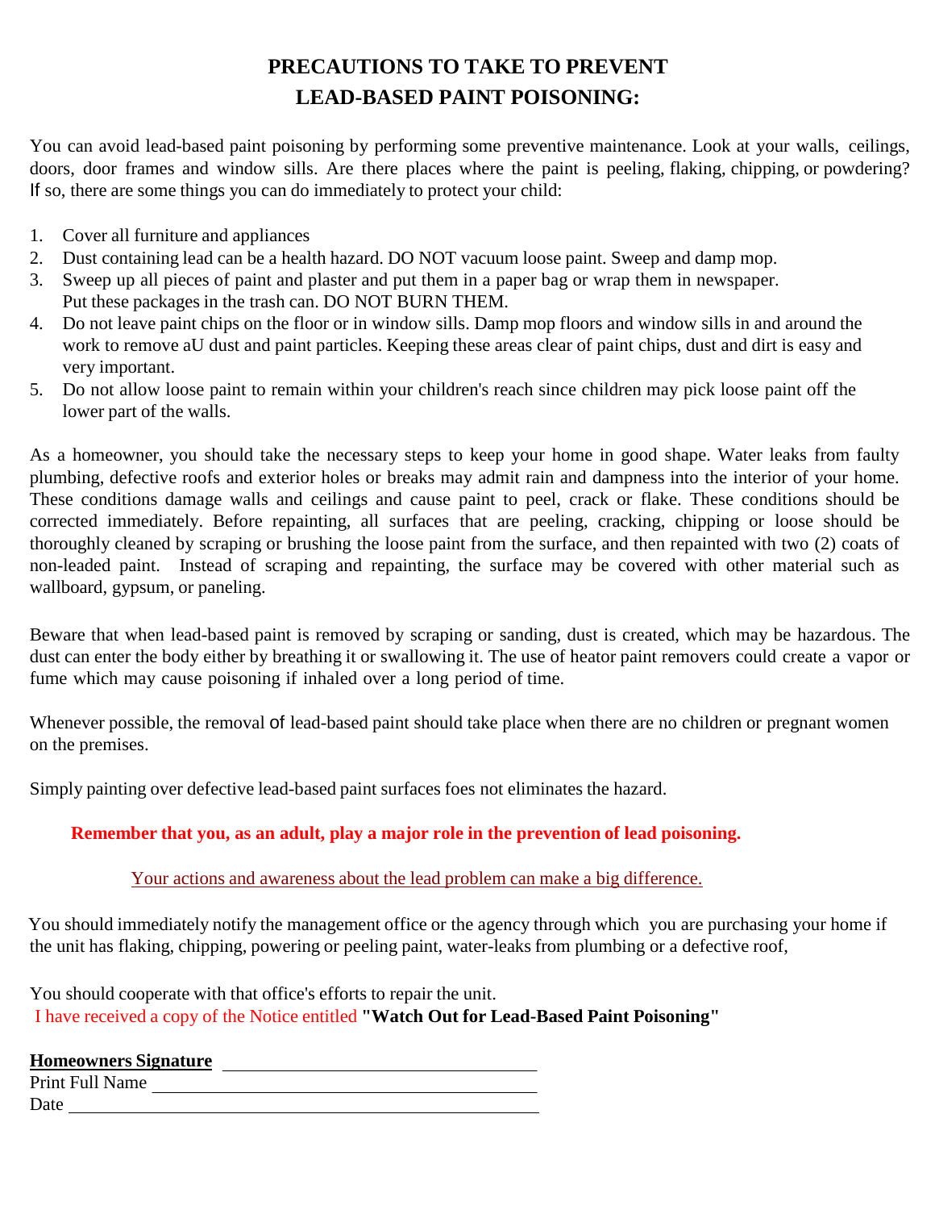# PRECAUTIONS TO TAKE TO PREVENT LEAD-BASED PAINT POISONING:

You can avoid lead-based paint poisoning by performing some preventive maintenance. Look at your walls, ceilings, doors, door frames and window sills. Are there places where the paint is peeling, flaking, chipping, or powdering? If so, there are some things you can do immediately to protect your child:

1. Cover all furniture and appliances
2. Dust containing lead can be a health hazard. DO NOT vacuum loose paint. Sweep and damp mop.
3. Sweep up all pieces of paint and plaster and put them in a paper bag or wrap them in newspaper. Put these packages in the trash can. DO NOT BURN THEM.
4. Do not leave paint chips on the floor or in window sills. Damp mop floors and window sills in and around the work to remove aU dust and paint particles. Keeping these areas clear of paint chips, dust and dirt is easy and very important.
5. Do not allow loose paint to remain within your children's reach since children may pick loose paint off the lower part of the walls.

As a homeowner, you should take the necessary steps to keep your home in good shape. Water leaks from faulty plumbing, defective roofs and exterior holes or breaks may admit rain and dampness into the interior of your home. These conditions damage walls and ceilings and cause paint to peel, crack or flake. These conditions should be corrected immediately. Before repainting, all surfaces that are peeling, cracking, chipping or loose should be thoroughly cleaned by scraping or brushing the loose paint from the surface, and then repainted with two (2) coats of non-leaded paint. Instead of scraping and repainting, the surface may be covered with other material such as wallboard, gypsum, or paneling.

Beware that when lead-based paint is removed by scraping or sanding, dust is created, which may be hazardous. The dust can enter the body either by breathing it or swallowing it. The use of heator paint removers could create a vapor or fume which may cause poisoning if inhaled over a long period of time.

Whenever possible, the removal of lead-based paint should take place when there are no children or pregnant women on the premises.

Simply painting over defective lead-based paint surfaces foes not eliminates the hazard.

**Remember that you, as an adult, play a major role in the prevention of lead poisoning.**

Your actions and awareness about the lead problem can make a big difference.

You should immediately notify the management office or the agency through which you are purchasing your home if the unit has flaking, chipping, powering or peeling paint, water-leaks from plumbing or a defective roof,

You should cooperate with that office's efforts to repair the unit.

I have received a copy of the Notice entitled **"Watch Out for Lead-Based Paint Poisoning"**

**Homeowners Signature** ______________________________

Print Full Name ______________________________

Date ______________________________